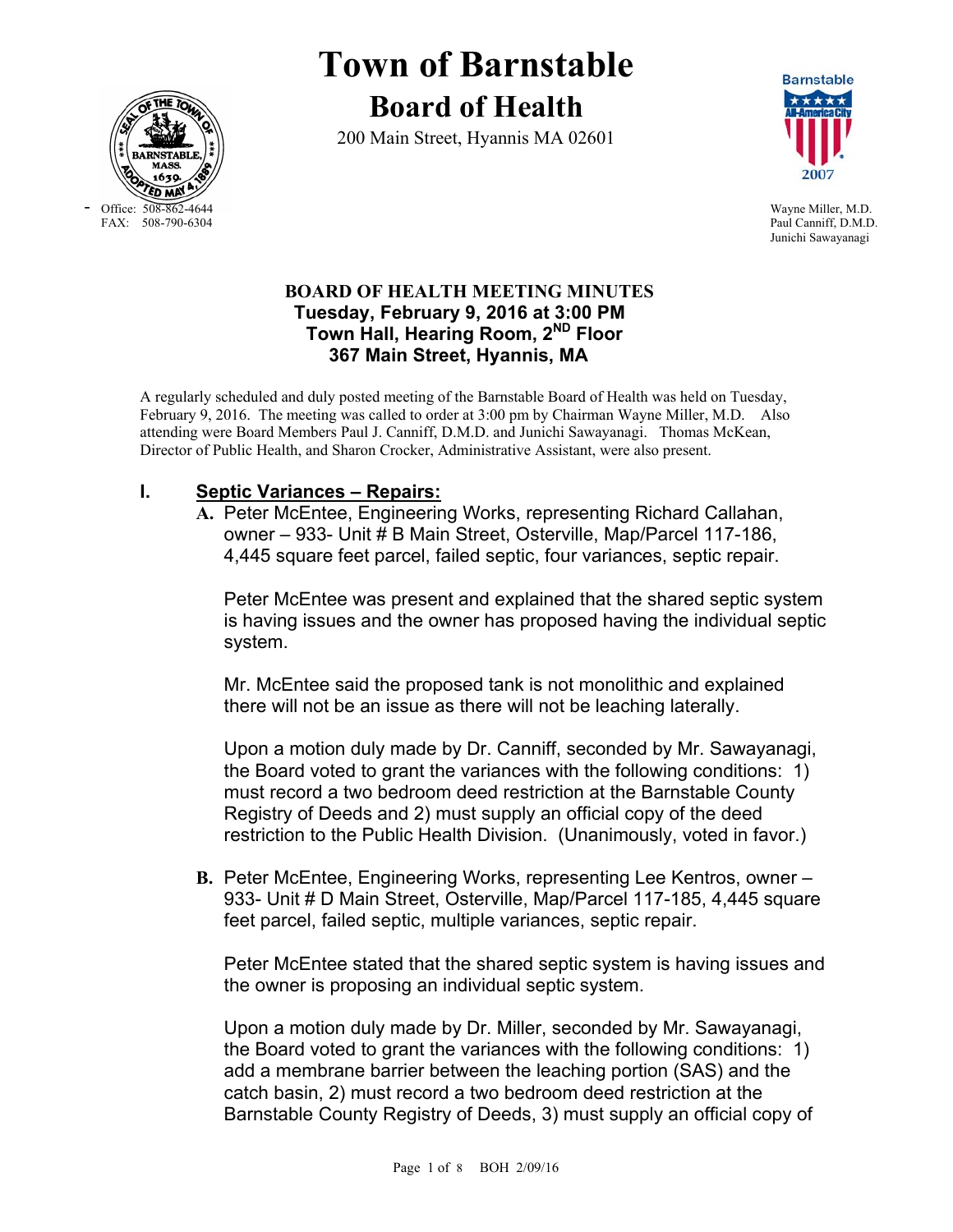# Town of Barnstable

## Board of Health

200 Main Street, Hyannis MA 02601

Office: 508-862-4644
FAX: 508-790-6304

Wayne Miller, M.D.
Paul Canniff, D.M.D.
Junichi Sawayanagi

### BOARD OF HEALTH MEETING MINUTES

**Tuesday, February 9, 2016 at 3:00 PM**
**Town Hall, Hearing Room, 2ND Floor**
**367 Main Street, Hyannis, MA**

A regularly scheduled and duly posted meeting of the Barnstable Board of Health was held on Tuesday, February 9, 2016. The meeting was called to order at 3:00 pm by Chairman Wayne Miller, M.D. Also attending were Board Members Paul J. Canniff, D.M.D. and Junichi Sawayanagi. Thomas McKean, Director of Public Health, and Sharon Crocker, Administrative Assistant, were also present.

## I. Septic Variances – Repairs:

**A.** Peter McEntee, Engineering Works, representing Richard Callahan, owner – 933- Unit # B Main Street, Osterville, Map/Parcel 117-186, 4,445 square feet parcel, failed septic, four variances, septic repair.

Peter McEntee was present and explained that the shared septic system is having issues and the owner has proposed having the individual septic system.

Mr. McEntee said the proposed tank is not monolithic and explained there will not be an issue as there will not be leaching laterally.

Upon a motion duly made by Dr. Canniff, seconded by Mr. Sawayanagi, the Board voted to grant the variances with the following conditions: 1) must record a two bedroom deed restriction at the Barnstable County Registry of Deeds and 2) must supply an official copy of the deed restriction to the Public Health Division. (Unanimously, voted in favor.)

**B.** Peter McEntee, Engineering Works, representing Lee Kentros, owner – 933- Unit # D Main Street, Osterville, Map/Parcel 117-185, 4,445 square feet parcel, failed septic, multiple variances, septic repair.

Peter McEntee stated that the shared septic system is having issues and the owner is proposing an individual septic system.

Upon a motion duly made by Dr. Miller, seconded by Mr. Sawayanagi, the Board voted to grant the variances with the following conditions: 1) add a membrane barrier between the leaching portion (SAS) and the catch basin, 2) must record a two bedroom deed restriction at the Barnstable County Registry of Deeds, 3) must supply an official copy of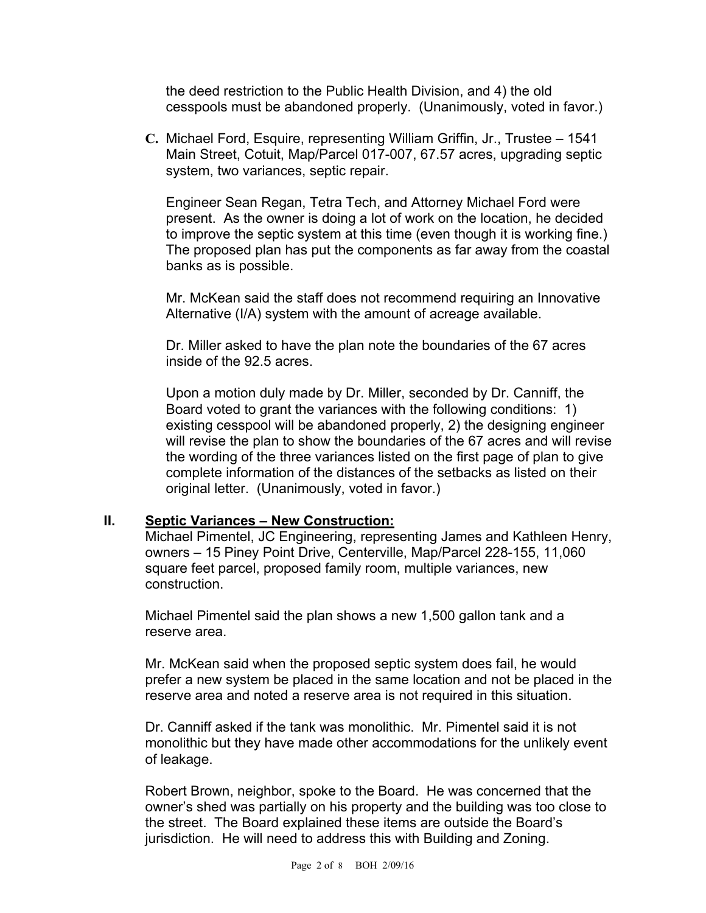the deed restriction to the Public Health Division, and 4) the old cesspools must be abandoned properly. (Unanimously, voted in favor.)

**C.** Michael Ford, Esquire, representing William Griffin, Jr., Trustee – 1541 Main Street, Cotuit, Map/Parcel 017-007, 67.57 acres, upgrading septic system, two variances, septic repair.

Engineer Sean Regan, Tetra Tech, and Attorney Michael Ford were present. As the owner is doing a lot of work on the location, he decided to improve the septic system at this time (even though it is working fine.) The proposed plan has put the components as far away from the coastal banks as is possible.

Mr. McKean said the staff does not recommend requiring an Innovative Alternative (I/A) system with the amount of acreage available.

Dr. Miller asked to have the plan note the boundaries of the 67 acres inside of the 92.5 acres.

Upon a motion duly made by Dr. Miller, seconded by Dr. Canniff, the Board voted to grant the variances with the following conditions: 1) existing cesspool will be abandoned properly, 2) the designing engineer will revise the plan to show the boundaries of the 67 acres and will revise the wording of the three variances listed on the first page of plan to give complete information of the distances of the setbacks as listed on their original letter. (Unanimously, voted in favor.)

## II. <u>Septic Variances – New Construction:</u>

Michael Pimentel, JC Engineering, representing James and Kathleen Henry, owners – 15 Piney Point Drive, Centerville, Map/Parcel 228-155, 11,060 square feet parcel, proposed family room, multiple variances, new construction.

Michael Pimentel said the plan shows a new 1,500 gallon tank and a reserve area.

Mr. McKean said when the proposed septic system does fail, he would prefer a new system be placed in the same location and not be placed in the reserve area and noted a reserve area is not required in this situation.

Dr. Canniff asked if the tank was monolithic. Mr. Pimentel said it is not monolithic but they have made other accommodations for the unlikely event of leakage.

Robert Brown, neighbor, spoke to the Board. He was concerned that the owner's shed was partially on his property and the building was too close to the street. The Board explained these items are outside the Board's jurisdiction. He will need to address this with Building and Zoning.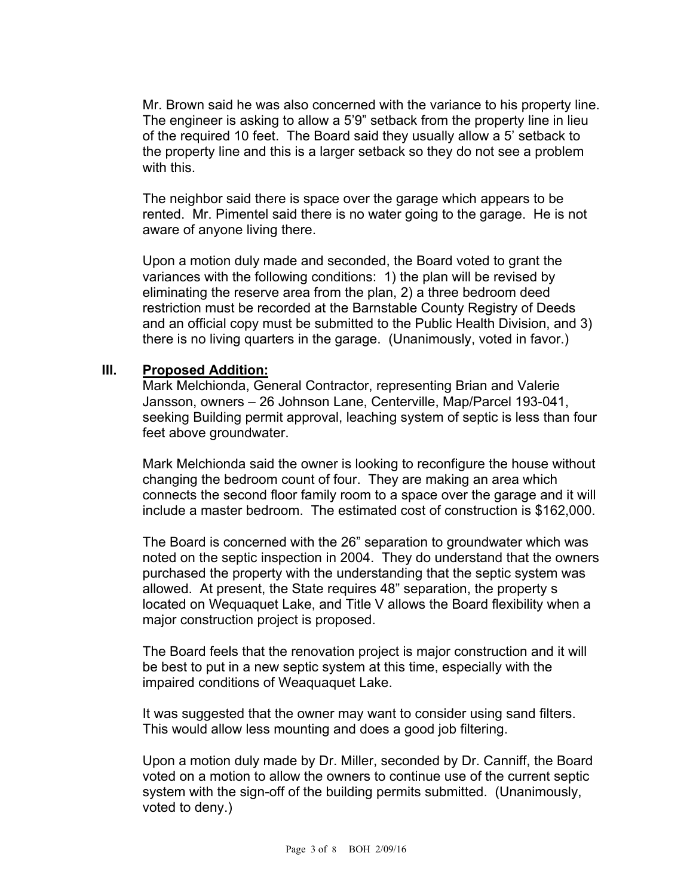Mr. Brown said he was also concerned with the variance to his property line. The engineer is asking to allow a 5'9" setback from the property line in lieu of the required 10 feet. The Board said they usually allow a 5' setback to the property line and this is a larger setback so they do not see a problem with this.

The neighbor said there is space over the garage which appears to be rented. Mr. Pimentel said there is no water going to the garage. He is not aware of anyone living there.

Upon a motion duly made and seconded, the Board voted to grant the variances with the following conditions: 1) the plan will be revised by eliminating the reserve area from the plan, 2) a three bedroom deed restriction must be recorded at the Barnstable County Registry of Deeds and an official copy must be submitted to the Public Health Division, and 3) there is no living quarters in the garage. (Unanimously, voted in favor.)

## III. Proposed Addition:

Mark Melchionda, General Contractor, representing Brian and Valerie Jansson, owners – 26 Johnson Lane, Centerville, Map/Parcel 193-041, seeking Building permit approval, leaching system of septic is less than four feet above groundwater.

Mark Melchionda said the owner is looking to reconfigure the house without changing the bedroom count of four. They are making an area which connects the second floor family room to a space over the garage and it will include a master bedroom. The estimated cost of construction is $162,000.

The Board is concerned with the 26" separation to groundwater which was noted on the septic inspection in 2004. They do understand that the owners purchased the property with the understanding that the septic system was allowed. At present, the State requires 48" separation, the property s located on Wequaquet Lake, and Title V allows the Board flexibility when a major construction project is proposed.

The Board feels that the renovation project is major construction and it will be best to put in a new septic system at this time, especially with the impaired conditions of Weaquaquet Lake.

It was suggested that the owner may want to consider using sand filters. This would allow less mounting and does a good job filtering.

Upon a motion duly made by Dr. Miller, seconded by Dr. Canniff, the Board voted on a motion to allow the owners to continue use of the current septic system with the sign-off of the building permits submitted. (Unanimously, voted to deny.)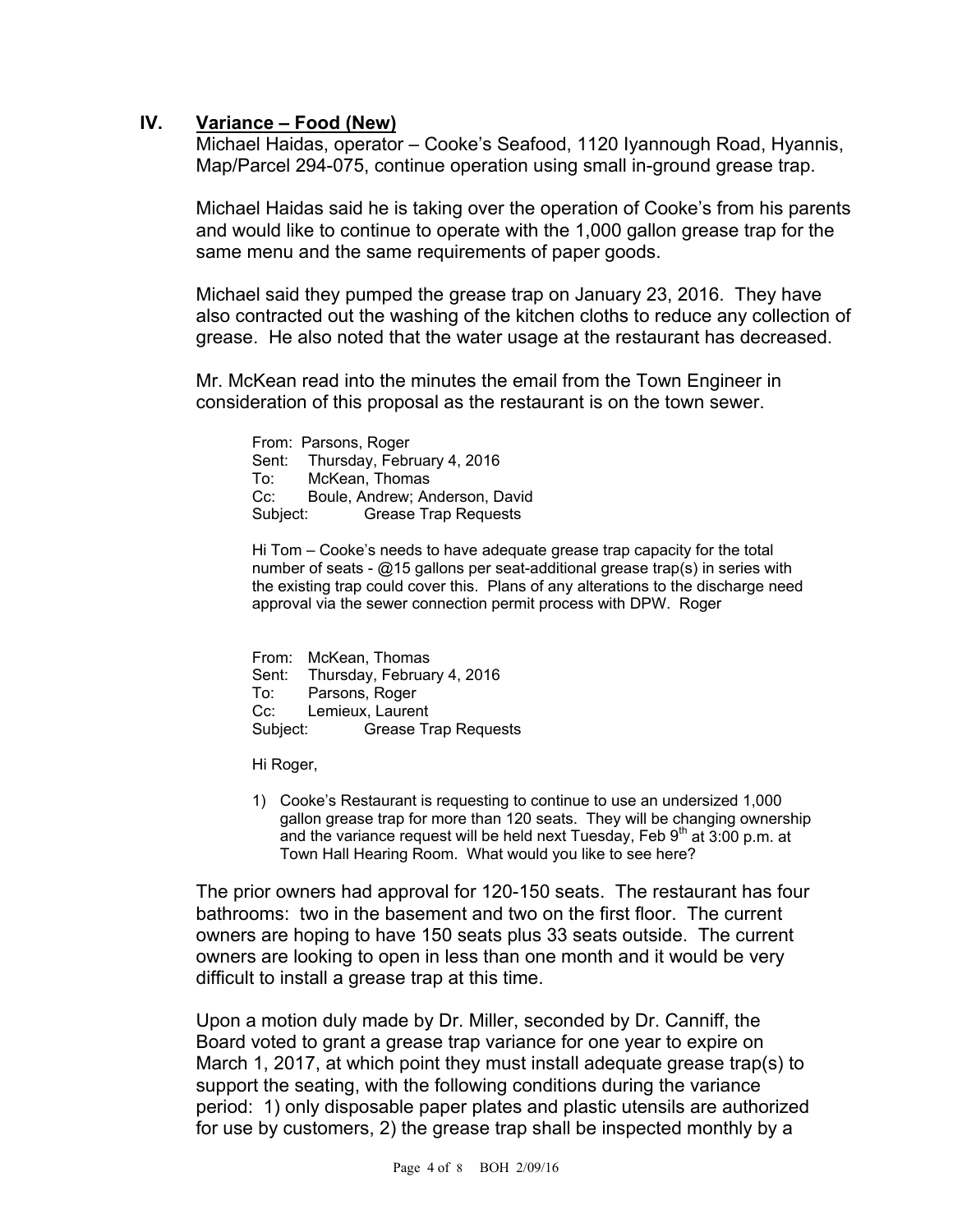## IV. Variance – Food (New)

Michael Haidas, operator – Cooke's Seafood, 1120 Iyannough Road, Hyannis, Map/Parcel 294-075, continue operation using small in-ground grease trap.

Michael Haidas said he is taking over the operation of Cooke's from his parents and would like to continue to operate with the 1,000 gallon grease trap for the same menu and the same requirements of paper goods.

Michael said they pumped the grease trap on January 23, 2016. They have also contracted out the washing of the kitchen cloths to reduce any collection of grease. He also noted that the water usage at the restaurant has decreased.

Mr. McKean read into the minutes the email from the Town Engineer in consideration of this proposal as the restaurant is on the town sewer.

> From: Parsons, Roger
> Sent: Thursday, February 4, 2016
> To: McKean, Thomas
> Cc: Boule, Andrew; Anderson, David
> Subject: Grease Trap Requests
>
> Hi Tom – Cooke's needs to have adequate grease trap capacity for the total number of seats - @15 gallons per seat-additional grease trap(s) in series with the existing trap could cover this. Plans of any alterations to the discharge need approval via the sewer connection permit process with DPW. Roger
>
> From: McKean, Thomas
> Sent: Thursday, February 4, 2016
> To: Parsons, Roger
> Cc: Lemieux, Laurent
> Subject: Grease Trap Requests
>
> Hi Roger,
>
> 1) Cooke's Restaurant is requesting to continue to use an undersized 1,000 gallon grease trap for more than 120 seats. They will be changing ownership and the variance request will be held next Tuesday, Feb 9th at 3:00 p.m. at Town Hall Hearing Room. What would you like to see here?

The prior owners had approval for 120-150 seats. The restaurant has four bathrooms: two in the basement and two on the first floor. The current owners are hoping to have 150 seats plus 33 seats outside. The current owners are looking to open in less than one month and it would be very difficult to install a grease trap at this time.

Upon a motion duly made by Dr. Miller, seconded by Dr. Canniff, the Board voted to grant a grease trap variance for one year to expire on March 1, 2017, at which point they must install adequate grease trap(s) to support the seating, with the following conditions during the variance period: 1) only disposable paper plates and plastic utensils are authorized for use by customers, 2) the grease trap shall be inspected monthly by a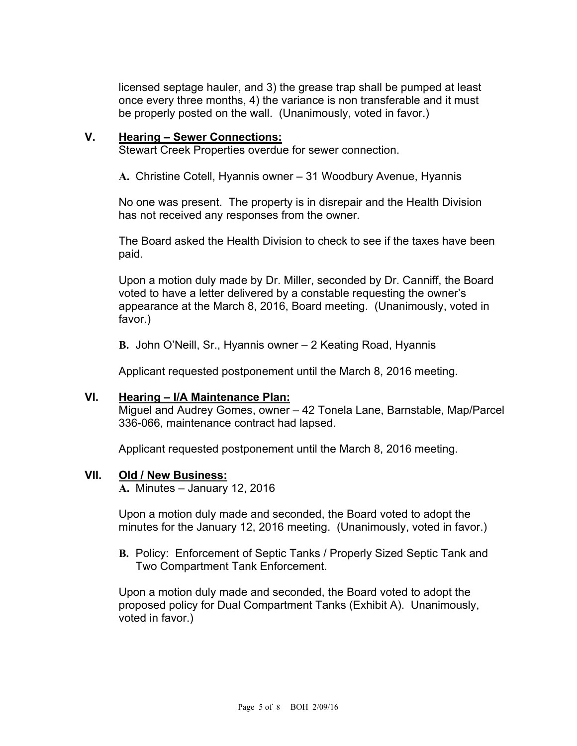licensed septage hauler, and 3) the grease trap shall be pumped at least once every three months, 4) the variance is non transferable and it must be properly posted on the wall. (Unanimously, voted in favor.)

## V. Hearing – Sewer Connections:

Stewart Creek Properties overdue for sewer connection.

**A.** Christine Cotell, Hyannis owner – 31 Woodbury Avenue, Hyannis

No one was present. The property is in disrepair and the Health Division has not received any responses from the owner.

The Board asked the Health Division to check to see if the taxes have been paid.

Upon a motion duly made by Dr. Miller, seconded by Dr. Canniff, the Board voted to have a letter delivered by a constable requesting the owner's appearance at the March 8, 2016, Board meeting. (Unanimously, voted in favor.)

**B.** John O'Neill, Sr., Hyannis owner – 2 Keating Road, Hyannis

Applicant requested postponement until the March 8, 2016 meeting.

## VI. Hearing – I/A Maintenance Plan:

Miguel and Audrey Gomes, owner – 42 Tonela Lane, Barnstable, Map/Parcel 336-066, maintenance contract had lapsed.

Applicant requested postponement until the March 8, 2016 meeting.

## VII. Old / New Business:

**A.** Minutes – January 12, 2016

Upon a motion duly made and seconded, the Board voted to adopt the minutes for the January 12, 2016 meeting. (Unanimously, voted in favor.)

**B.** Policy: Enforcement of Septic Tanks / Properly Sized Septic Tank and Two Compartment Tank Enforcement.

Upon a motion duly made and seconded, the Board voted to adopt the proposed policy for Dual Compartment Tanks (Exhibit A). Unanimously, voted in favor.)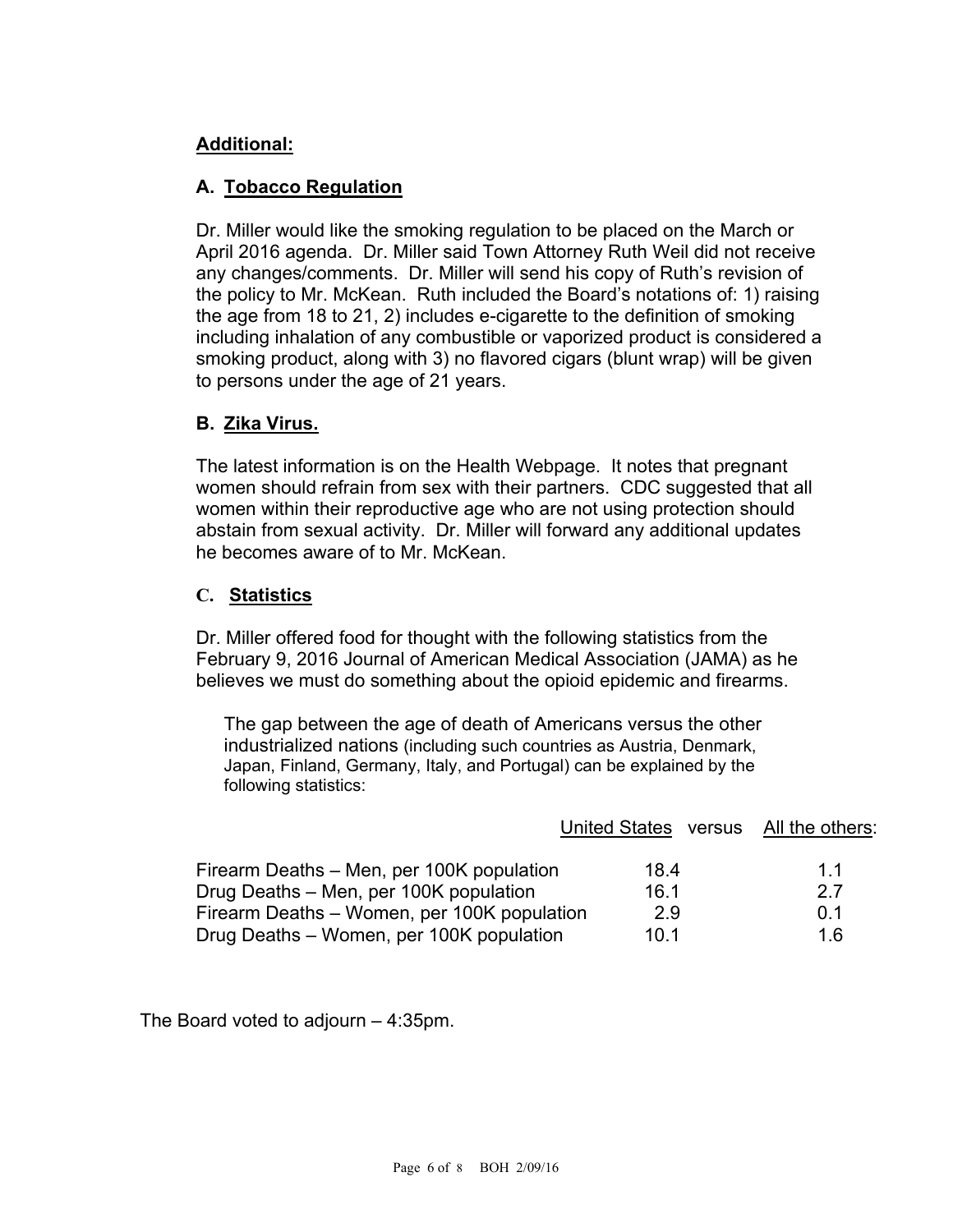**Additional:**

**A. Tobacco Regulation**

Dr. Miller would like the smoking regulation to be placed on the March or April 2016 agenda. Dr. Miller said Town Attorney Ruth Weil did not receive any changes/comments. Dr. Miller will send his copy of Ruth's revision of the policy to Mr. McKean. Ruth included the Board's notations of: 1) raising the age from 18 to 21, 2) includes e-cigarette to the definition of smoking including inhalation of any combustible or vaporized product is considered a smoking product, along with 3) no flavored cigars (blunt wrap) will be given to persons under the age of 21 years.

**B. Zika Virus.**

The latest information is on the Health Webpage. It notes that pregnant women should refrain from sex with their partners. CDC suggested that all women within their reproductive age who are not using protection should abstain from sexual activity. Dr. Miller will forward any additional updates he becomes aware of to Mr. McKean.

**C. Statistics**

Dr. Miller offered food for thought with the following statistics from the February 9, 2016 Journal of American Medical Association (JAMA) as he believes we must do something about the opioid epidemic and firearms.

The gap between the age of death of Americans versus the other industrialized nations (including such countries as Austria, Denmark, Japan, Finland, Germany, Italy, and Portugal) can be explained by the following statistics:

| | United States | versus | All the others: |
|---|---|---|---|
| Firearm Deaths – Men, per 100K population | 18.4 | | 1.1 |
| Drug Deaths – Men, per 100K population | 16.1 | | 2.7 |
| Firearm Deaths – Women, per 100K population | 2.9 | | 0.1 |
| Drug Deaths – Women, per 100K population | 10.1 | | 1.6 |

The Board voted to adjourn – 4:35pm.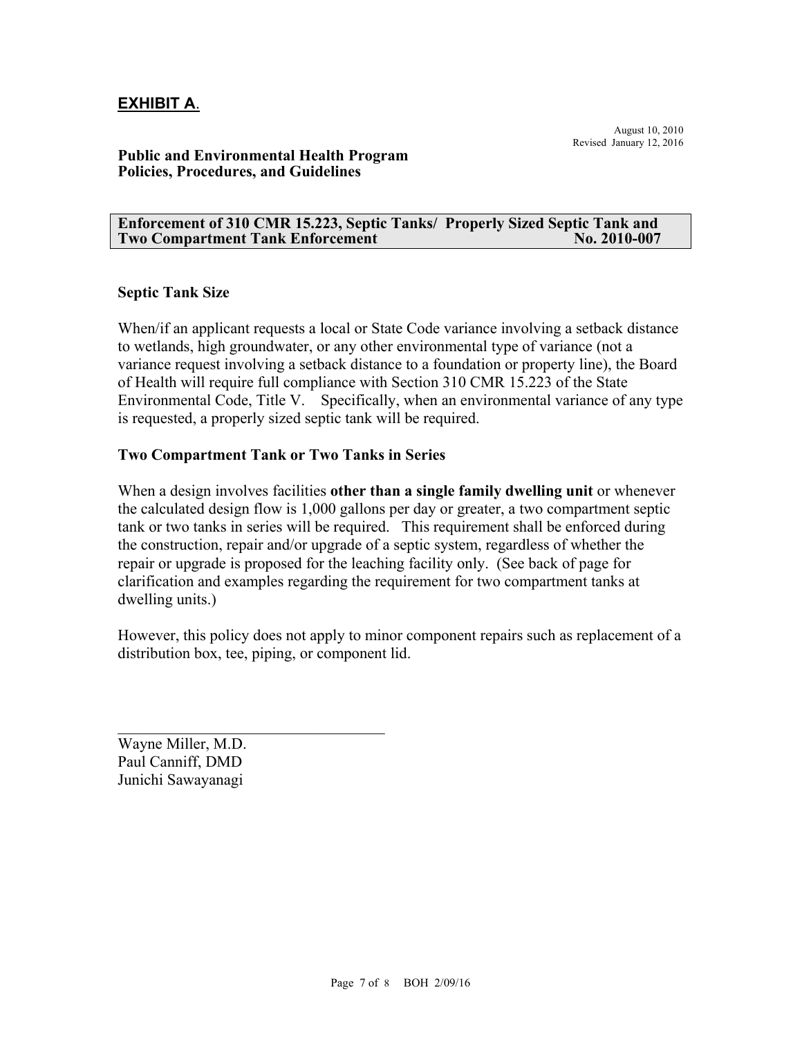## EXHIBIT A.

August 10, 2010
Revised January 12, 2016

**Public and Environmental Health Program**
**Policies, Procedures, and Guidelines**

**Enforcement of 310 CMR 15.223, Septic Tanks/ Properly Sized Septic Tank and Two Compartment Tank Enforcement No. 2010-007**

### Septic Tank Size

When/if an applicant requests a local or State Code variance involving a setback distance to wetlands, high groundwater, or any other environmental type of variance (not a variance request involving a setback distance to a foundation or property line), the Board of Health will require full compliance with Section 310 CMR 15.223 of the State Environmental Code, Title V. Specifically, when an environmental variance of any type is requested, a properly sized septic tank will be required.

### Two Compartment Tank or Two Tanks in Series

When a design involves facilities **other than a single family dwelling unit** or whenever the calculated design flow is 1,000 gallons per day or greater, a two compartment septic tank or two tanks in series will be required. This requirement shall be enforced during the construction, repair and/or upgrade of a septic system, regardless of whether the repair or upgrade is proposed for the leaching facility only. (See back of page for clarification and examples regarding the requirement for two compartment tanks at dwelling units.)

However, this policy does not apply to minor component repairs such as replacement of a distribution box, tee, piping, or component lid.

\_\_\_\_\_\_\_\_\_\_\_\_\_\_\_\_\_\_\_\_\_\_\_\_\_\_\_\_\_\_\_\_\_\_

Wayne Miller, M.D.
Paul Canniff, DMD
Junichi Sawayanagi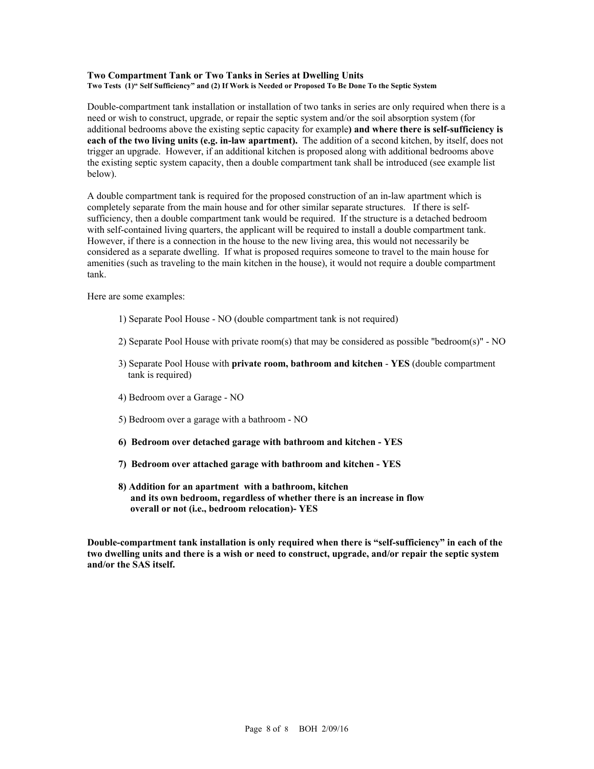**Two Compartment Tank or Two Tanks in Series at Dwelling Units**
**Two Tests (1)" Self Sufficiency" and (2) If Work is Needed or Proposed To Be Done To the Septic System**

Double-compartment tank installation or installation of two tanks in series are only required when there is a need or wish to construct, upgrade, or repair the septic system and/or the soil absorption system (for additional bedrooms above the existing septic capacity for example**) and where there is self-sufficiency is each of the two living units (e.g. in-law apartment).** The addition of a second kitchen, by itself, does not trigger an upgrade. However, if an additional kitchen is proposed along with additional bedrooms above the existing septic system capacity, then a double compartment tank shall be introduced (see example list below).

A double compartment tank is required for the proposed construction of an in-law apartment which is completely separate from the main house and for other similar separate structures. If there is self-sufficiency, then a double compartment tank would be required. If the structure is a detached bedroom with self-contained living quarters, the applicant will be required to install a double compartment tank. However, if there is a connection in the house to the new living area, this would not necessarily be considered as a separate dwelling. If what is proposed requires someone to travel to the main house for amenities (such as traveling to the main kitchen in the house), it would not require a double compartment tank.

Here are some examples:

1) Separate Pool House - NO (double compartment tank is not required)

2) Separate Pool House with private room(s) that may be considered as possible "bedroom(s)" - NO

3) Separate Pool House with **private room, bathroom and kitchen** - **YES** (double compartment tank is required)

4) Bedroom over a Garage - NO

5) Bedroom over a garage with a bathroom - NO

**6) Bedroom over detached garage with bathroom and kitchen - YES**

**7) Bedroom over attached garage with bathroom and kitchen - YES**

**8) Addition for an apartment with a bathroom, kitchen and its own bedroom, regardless of whether there is an increase in flow overall or not (i.e., bedroom relocation)- YES**

**Double-compartment tank installation is only required when there is "self-sufficiency" in each of the two dwelling units and there is a wish or need to construct, upgrade, and/or repair the septic system and/or the SAS itself.**